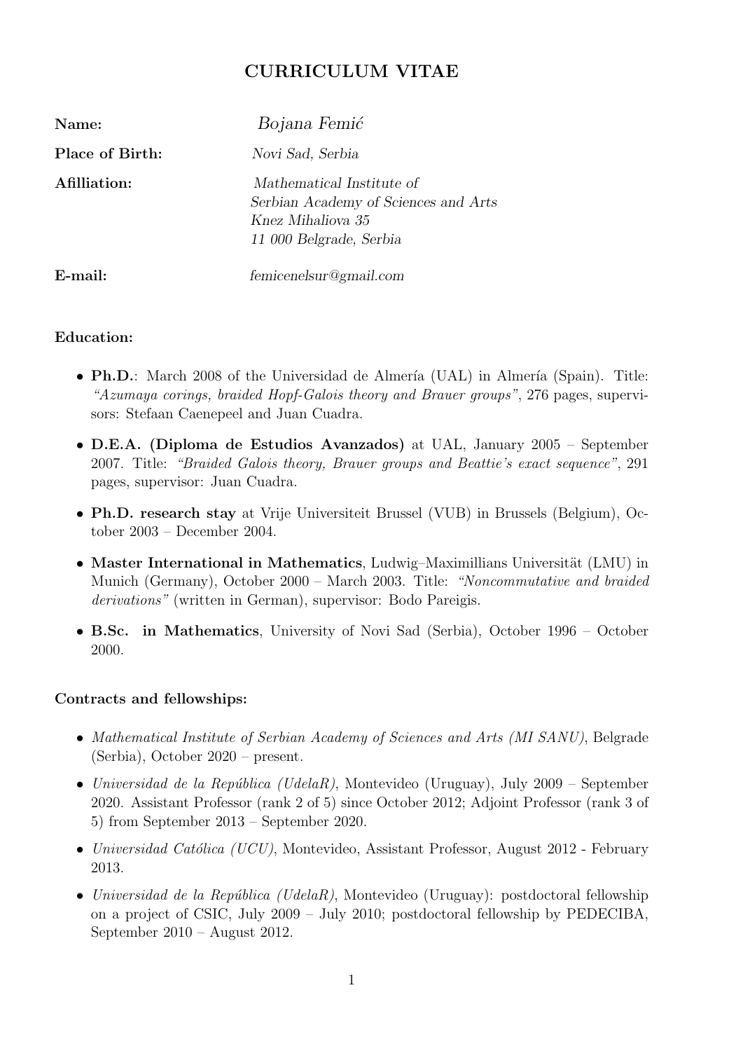# CURRICULUM VITAE

**Name:** *Bojana Femić*

**Place of Birth:** *Novi Sad, Serbia*

**Afilliation:** *Mathematical Institute of Serbian Academy of Sciences and Arts Knez Mihaliova 35 11 000 Belgrade, Serbia*

**E-mail:** *femicenelsur@gmail.com*

### Education:

- **Ph.D.**: March 2008 of the Universidad de Almería (UAL) in Almería (Spain). Title: *"Azumaya corings, braided Hopf-Galois theory and Brauer groups"*, 276 pages, supervisors: Stefaan Caenepeel and Juan Cuadra.
- **D.E.A. (Diploma de Estudios Avanzados)** at UAL, January 2005 – September 2007. Title: *"Braided Galois theory, Brauer groups and Beattie's exact sequence"*, 291 pages, supervisor: Juan Cuadra.
- **Ph.D. research stay** at Vrije Universiteit Brussel (VUB) in Brussels (Belgium), October 2003 – December 2004.
- **Master International in Mathematics**, Ludwig–Maximillians Universität (LMU) in Munich (Germany), October 2000 – March 2003. Title: *"Noncommutative and braided derivations"* (written in German), supervisor: Bodo Pareigis.
- **B.Sc. in Mathematics**, University of Novi Sad (Serbia), October 1996 – October 2000.

### Contracts and fellowships:

- *Mathematical Institute of Serbian Academy of Sciences and Arts (MI SANU)*, Belgrade (Serbia), October 2020 – present.
- *Universidad de la República (UdelaR)*, Montevideo (Uruguay), July 2009 – September 2020. Assistant Professor (rank 2 of 5) since October 2012; Adjoint Professor (rank 3 of 5) from September 2013 – September 2020.
- *Universidad Católica (UCU)*, Montevideo, Assistant Professor, August 2012 - February 2013.
- *Universidad de la República (UdelaR)*, Montevideo (Uruguay): postdoctoral fellowship on a project of CSIC, July 2009 – July 2010; postdoctoral fellowship by PEDECIBA, September 2010 – August 2012.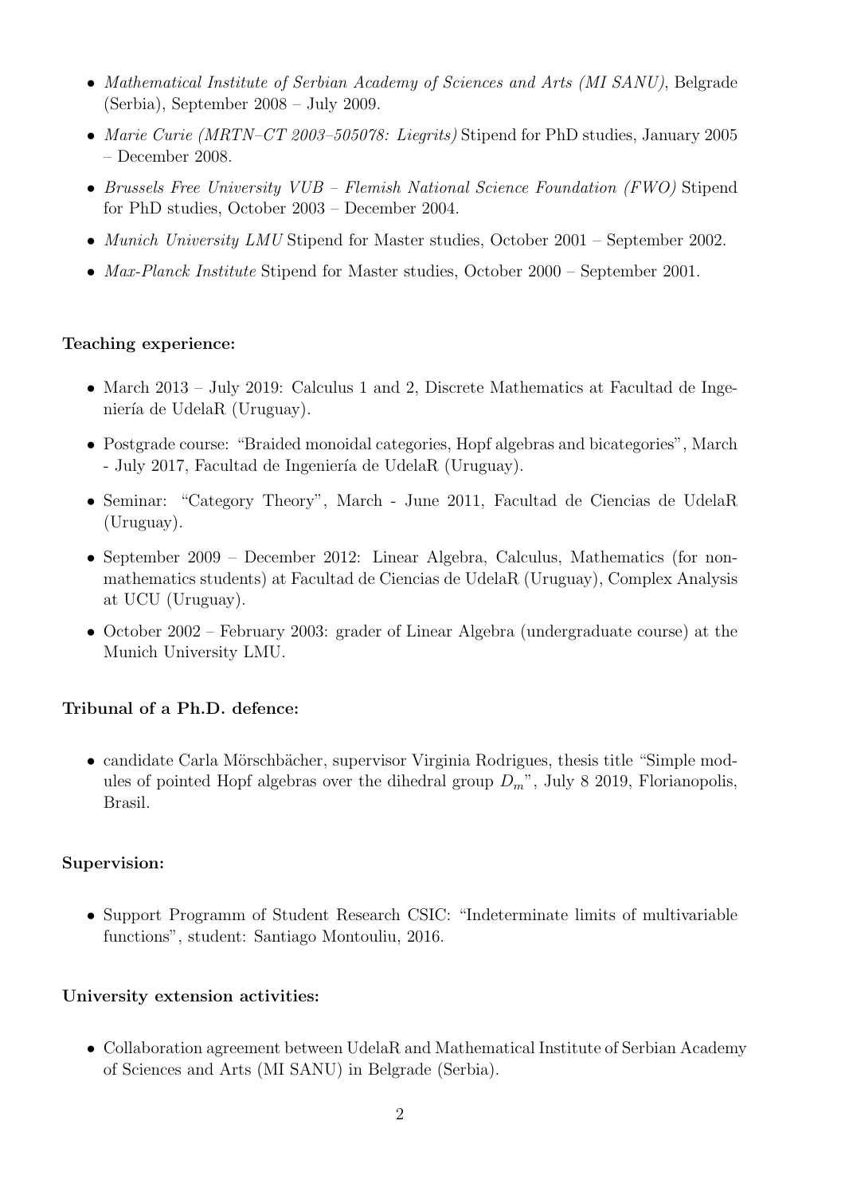- *Mathematical Institute of Serbian Academy of Sciences and Arts (MI SANU)*, Belgrade (Serbia), September 2008 – July 2009.
- *Marie Curie (MRTN–CT 2003–505078: Liegrits)* Stipend for PhD studies, January 2005 – December 2008.
- *Brussels Free University VUB – Flemish National Science Foundation (FWO)* Stipend for PhD studies, October 2003 – December 2004.
- *Munich University LMU* Stipend for Master studies, October 2001 – September 2002.
- *Max-Planck Institute* Stipend for Master studies, October 2000 – September 2001.

**Teaching experience:**

- March 2013 – July 2019: Calculus 1 and 2, Discrete Mathematics at Facultad de Ingeniería de UdelaR (Uruguay).
- Postgrade course: "Braided monoidal categories, Hopf algebras and bicategories", March - July 2017, Facultad de Ingeniería de UdelaR (Uruguay).
- Seminar: "Category Theory", March - June 2011, Facultad de Ciencias de UdelaR (Uruguay).
- September 2009 – December 2012: Linear Algebra, Calculus, Mathematics (for non-mathematics students) at Facultad de Ciencias de UdelaR (Uruguay), Complex Analysis at UCU (Uruguay).
- October 2002 – February 2003: grader of Linear Algebra (undergraduate course) at the Munich University LMU.

**Tribunal of a Ph.D. defence:**

- candidate Carla Mörschbächer, supervisor Virginia Rodrigues, thesis title "Simple modules of pointed Hopf algebras over the dihedral group $D_m$", July 8 2019, Florianopolis, Brasil.

**Supervision:**

- Support Programm of Student Research CSIC: "Indeterminate limits of multivariable functions", student: Santiago Montouliu, 2016.

**University extension activities:**

- Collaboration agreement between UdelaR and Mathematical Institute of Serbian Academy of Sciences and Arts (MI SANU) in Belgrade (Serbia).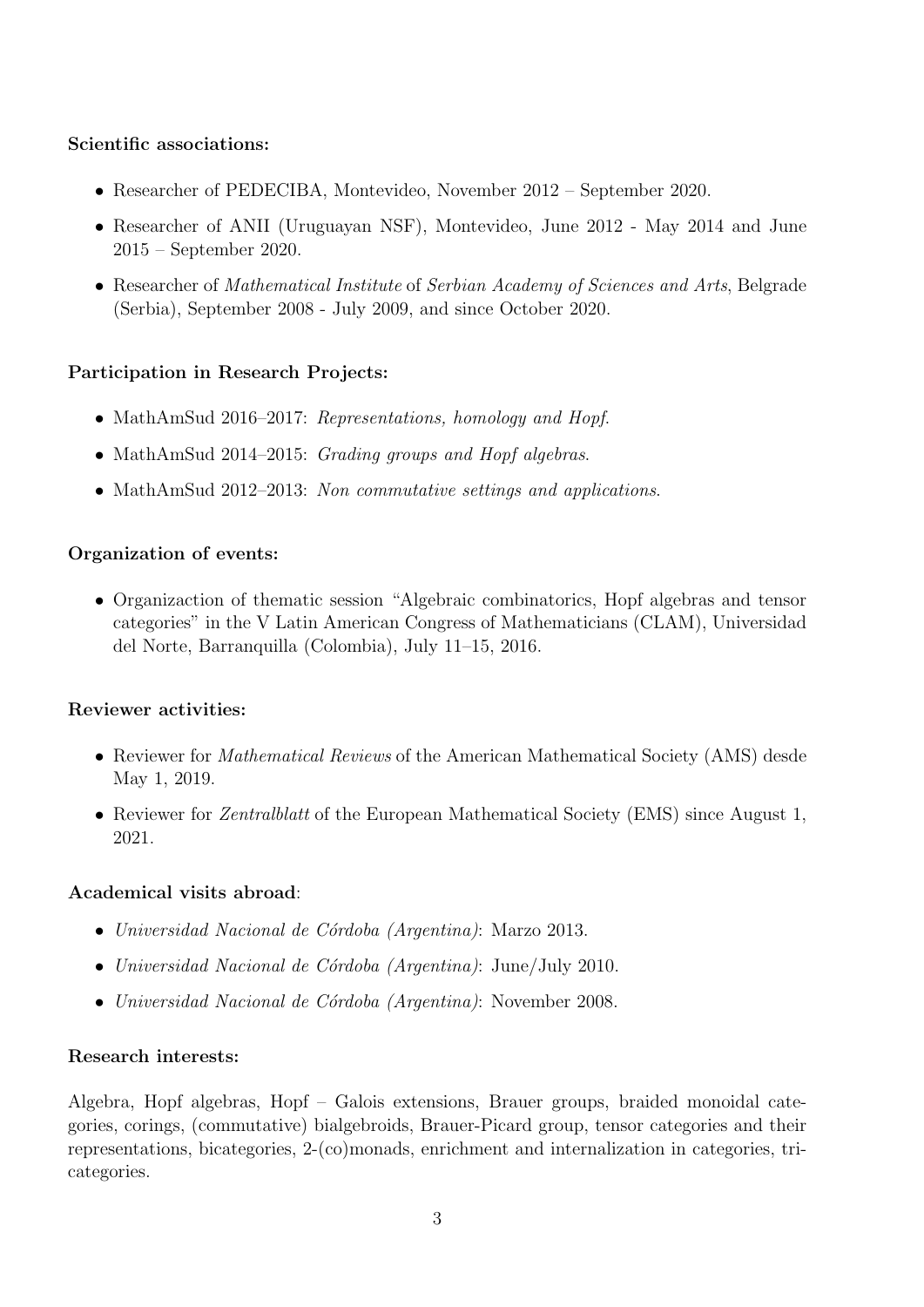**Scientific associations:**

- Researcher of PEDECIBA, Montevideo, November 2012 – September 2020.
- Researcher of ANII (Uruguayan NSF), Montevideo, June 2012 - May 2014 and June 2015 – September 2020.
- Researcher of *Mathematical Institute* of *Serbian Academy of Sciences and Arts*, Belgrade (Serbia), September 2008 - July 2009, and since October 2020.

**Participation in Research Projects:**

- MathAmSud 2016–2017: *Representations, homology and Hopf.*
- MathAmSud 2014–2015: *Grading groups and Hopf algebras.*
- MathAmSud 2012–2013: *Non commutative settings and applications.*

**Organization of events:**

- Organizaction of thematic session "Algebraic combinatorics, Hopf algebras and tensor categories" in the V Latin American Congress of Mathematicians (CLAM), Universidad del Norte, Barranquilla (Colombia), July 11–15, 2016.

**Reviewer activities:**

- Reviewer for *Mathematical Reviews* of the American Mathematical Society (AMS) desde May 1, 2019.
- Reviewer for *Zentralblatt* of the European Mathematical Society (EMS) since August 1, 2021.

**Academical visits abroad**:

- *Universidad Nacional de Córdoba (Argentina)*: Marzo 2013.
- *Universidad Nacional de Córdoba (Argentina)*: June/July 2010.
- *Universidad Nacional de Córdoba (Argentina)*: November 2008.

**Research interests:**

Algebra, Hopf algebras, Hopf – Galois extensions, Brauer groups, braided monoidal categories, corings, (commutative) bialgebroids, Brauer-Picard group, tensor categories and their representations, bicategories, 2-(co)monads, enrichment and internalization in categories, tricategories.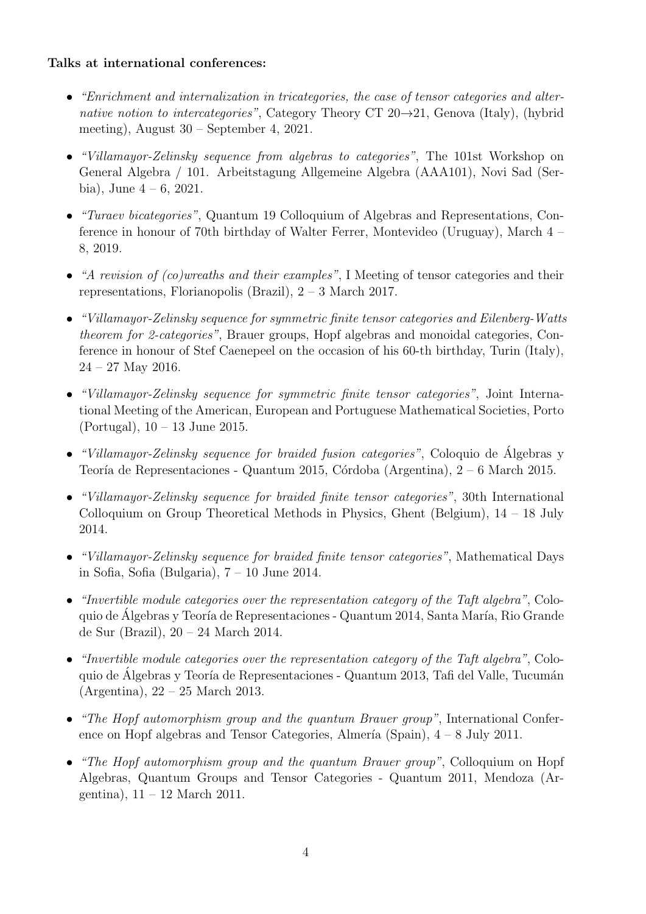**Talks at international conferences:**

- *"Enrichment and internalization in tricategories, the case of tensor categories and alternative notion to intercategories"*, Category Theory CT 20→21, Genova (Italy), (hybrid meeting), August 30 – September 4, 2021.

- *"Villamayor-Zelinsky sequence from algebras to categories"*, The 101st Workshop on General Algebra / 101. Arbeitstagung Allgemeine Algebra (AAA101), Novi Sad (Serbia), June 4 – 6, 2021.

- *"Turaev bicategories"*, Quantum 19 Colloquium of Algebras and Representations, Conference in honour of 70th birthday of Walter Ferrer, Montevideo (Uruguay), March 4 – 8, 2019.

- *"A revision of (co)wreaths and their examples"*, I Meeting of tensor categories and their representations, Florianopolis (Brazil), 2 – 3 March 2017.

- *"Villamayor-Zelinsky sequence for symmetric finite tensor categories and Eilenberg-Watts theorem for 2-categories"*, Brauer groups, Hopf algebras and monoidal categories, Conference in honour of Stef Caenepeel on the occasion of his 60-th birthday, Turin (Italy), 24 – 27 May 2016.

- *"Villamayor-Zelinsky sequence for symmetric finite tensor categories"*, Joint International Meeting of the American, European and Portuguese Mathematical Societies, Porto (Portugal), 10 – 13 June 2015.

- *"Villamayor-Zelinsky sequence for braided fusion categories"*, Coloquio de Álgebras y Teoría de Representaciones - Quantum 2015, Córdoba (Argentina), 2 – 6 March 2015.

- *"Villamayor-Zelinsky sequence for braided finite tensor categories"*, 30th International Colloquium on Group Theoretical Methods in Physics, Ghent (Belgium), 14 – 18 July 2014.

- *"Villamayor-Zelinsky sequence for braided finite tensor categories"*, Mathematical Days in Sofia, Sofia (Bulgaria), 7 – 10 June 2014.

- *"Invertible module categories over the representation category of the Taft algebra"*, Coloquio de Álgebras y Teoría de Representaciones - Quantum 2014, Santa María, Rio Grande de Sur (Brazil), 20 – 24 March 2014.

- *"Invertible module categories over the representation category of the Taft algebra"*, Coloquio de Álgebras y Teoría de Representaciones - Quantum 2013, Tafi del Valle, Tucumán (Argentina), 22 – 25 March 2013.

- *"The Hopf automorphism group and the quantum Brauer group"*, International Conference on Hopf algebras and Tensor Categories, Almería (Spain), 4 – 8 July 2011.

- *"The Hopf automorphism group and the quantum Brauer group"*, Colloquium on Hopf Algebras, Quantum Groups and Tensor Categories - Quantum 2011, Mendoza (Argentina), 11 – 12 March 2011.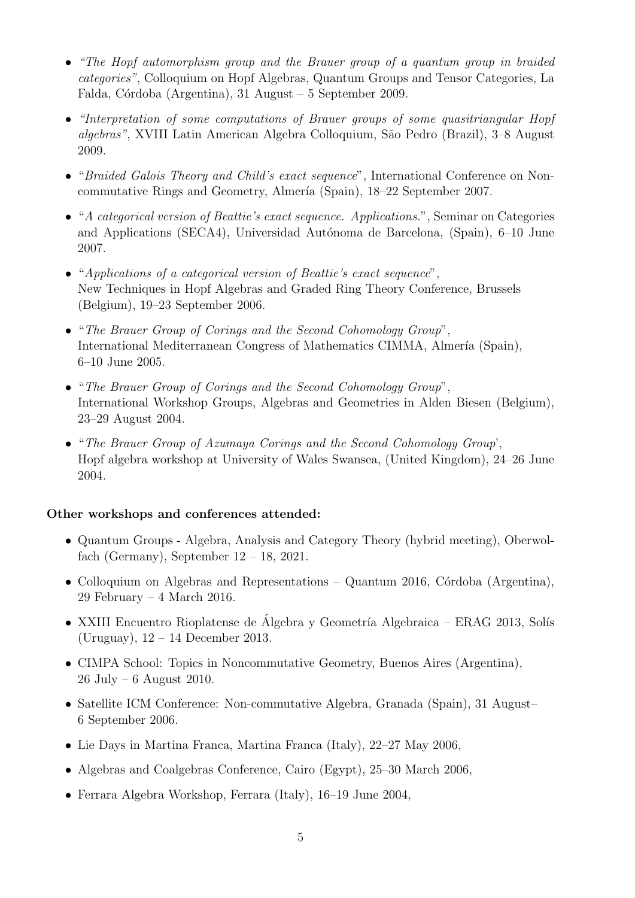- *"The Hopf automorphism group and the Brauer group of a quantum group in braided categories"*, Colloquium on Hopf Algebras, Quantum Groups and Tensor Categories, La Falda, Córdoba (Argentina), 31 August – 5 September 2009.
- *"Interpretation of some computations of Brauer groups of some quasitriangular Hopf algebras"*, XVIII Latin American Algebra Colloquium, São Pedro (Brazil), 3–8 August 2009.
- "*Braided Galois Theory and Child's exact sequence*", International Conference on Noncommutative Rings and Geometry, Almería (Spain), 18–22 September 2007.
- "*A categorical version of Beattie's exact sequence. Applications.*", Seminar on Categories and Applications (SECA4), Universidad Autónoma de Barcelona, (Spain), 6–10 June 2007.
- "*Applications of a categorical version of Beattie's exact sequence*", New Techniques in Hopf Algebras and Graded Ring Theory Conference, Brussels (Belgium), 19–23 September 2006.
- "*The Brauer Group of Corings and the Second Cohomology Group*", International Mediterranean Congress of Mathematics CIMMA, Almería (Spain), 6–10 June 2005.
- "*The Brauer Group of Corings and the Second Cohomology Group*", International Workshop Groups, Algebras and Geometries in Alden Biesen (Belgium), 23–29 August 2004.
- "*The Brauer Group of Azumaya Corings and the Second Cohomology Group*', Hopf algebra workshop at University of Wales Swansea, (United Kingdom), 24–26 June 2004.

**Other workshops and conferences attended:**

- Quantum Groups - Algebra, Analysis and Category Theory (hybrid meeting), Oberwolfach (Germany), September 12 – 18, 2021.
- Colloquium on Algebras and Representations – Quantum 2016, Córdoba (Argentina), 29 February – 4 March 2016.
- XXIII Encuentro Rioplatense de Álgebra y Geometría Algebraica – ERAG 2013, Solís (Uruguay), 12 – 14 December 2013.
- CIMPA School: Topics in Noncommutative Geometry, Buenos Aires (Argentina), 26 July – 6 August 2010.
- Satellite ICM Conference: Non-commutative Algebra, Granada (Spain), 31 August– 6 September 2006.
- Lie Days in Martina Franca, Martina Franca (Italy), 22–27 May 2006,
- Algebras and Coalgebras Conference, Cairo (Egypt), 25–30 March 2006,
- Ferrara Algebra Workshop, Ferrara (Italy), 16–19 June 2004,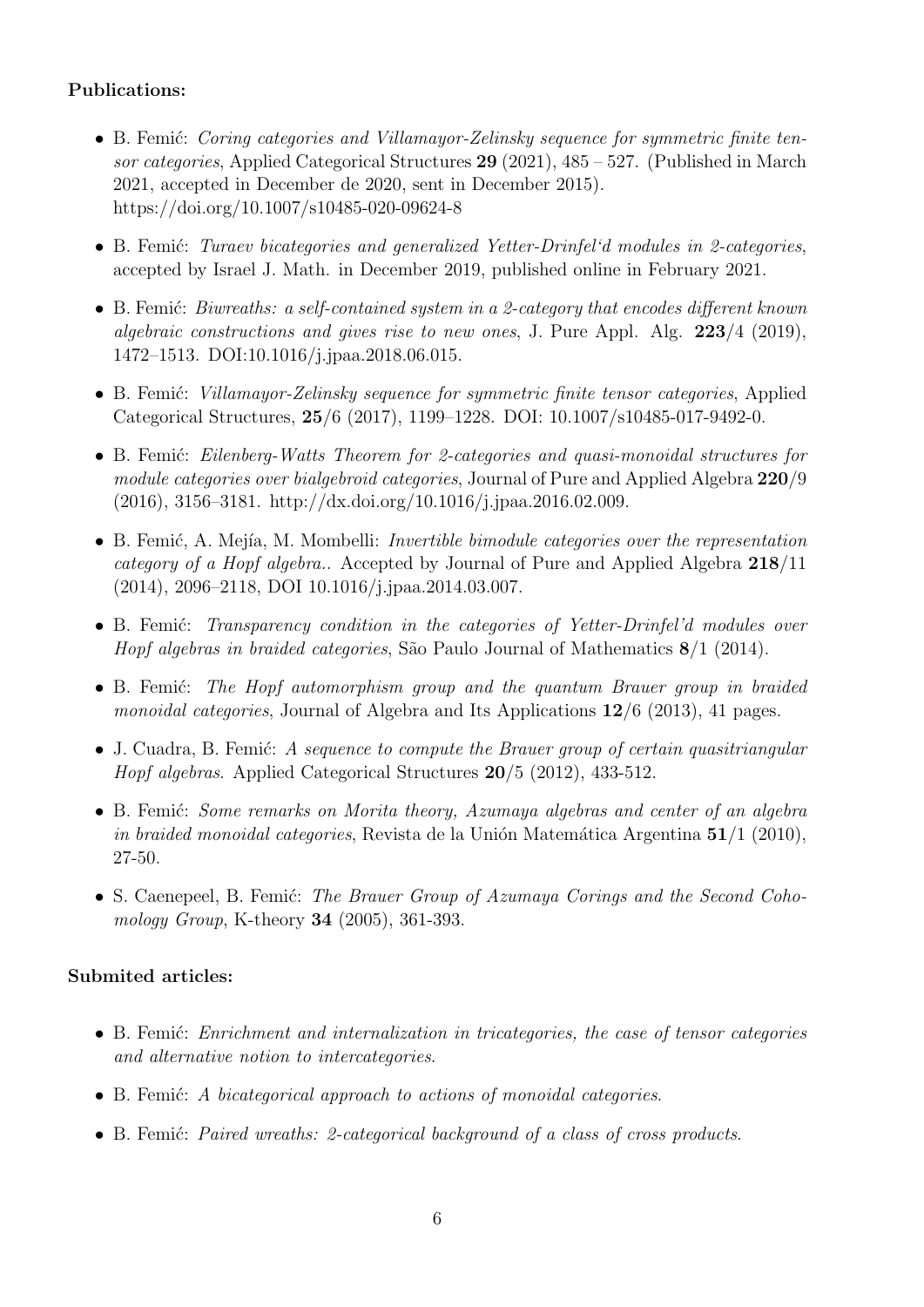**Publications:**

- B. Femić: *Coring categories and Villamayor-Zelinsky sequence for symmetric finite tensor categories*, Applied Categorical Structures **29** (2021), 485 – 527. (Published in March 2021, accepted in December de 2020, sent in December 2015). https://doi.org/10.1007/s10485-020-09624-8
- B. Femić: *Turaev bicategories and generalized Yetter-Drinfel'd modules in 2-categories*, accepted by Israel J. Math. in December 2019, published online in February 2021.
- B. Femić: *Biwreaths: a self-contained system in a 2-category that encodes different known algebraic constructions and gives rise to new ones*, J. Pure Appl. Alg. **223**/4 (2019), 1472–1513. DOI:10.1016/j.jpaa.2018.06.015.
- B. Femić: *Villamayor-Zelinsky sequence for symmetric finite tensor categories*, Applied Categorical Structures, **25**/6 (2017), 1199–1228. DOI: 10.1007/s10485-017-9492-0.
- B. Femić: *Eilenberg-Watts Theorem for 2-categories and quasi-monoidal structures for module categories over bialgebroid categories*, Journal of Pure and Applied Algebra **220**/9 (2016), 3156–3181. http://dx.doi.org/10.1016/j.jpaa.2016.02.009.
- B. Femić, A. Mejía, M. Mombelli: *Invertible bimodule categories over the representation category of a Hopf algebra.*. Accepted by Journal of Pure and Applied Algebra **218**/11 (2014), 2096–2118, DOI 10.1016/j.jpaa.2014.03.007.
- B. Femić: *Transparency condition in the categories of Yetter-Drinfel'd modules over Hopf algebras in braided categories*, São Paulo Journal of Mathematics **8**/1 (2014).
- B. Femić: *The Hopf automorphism group and the quantum Brauer group in braided monoidal categories*, Journal of Algebra and Its Applications **12**/6 (2013), 41 pages.
- J. Cuadra, B. Femić: *A sequence to compute the Brauer group of certain quasitriangular Hopf algebras*. Applied Categorical Structures **20**/5 (2012), 433-512.
- B. Femić: *Some remarks on Morita theory, Azumaya algebras and center of an algebra in braided monoidal categories*, Revista de la Unión Matemática Argentina **51**/1 (2010), 27-50.
- S. Caenepeel, B. Femić: *The Brauer Group of Azumaya Corings and the Second Cohomology Group*, K-theory **34** (2005), 361-393.

**Submited articles:**

- B. Femić: *Enrichment and internalization in tricategories, the case of tensor categories and alternative notion to intercategories.*
- B. Femić: *A bicategorical approach to actions of monoidal categories.*
- B. Femić: *Paired wreaths: 2-categorical background of a class of cross products.*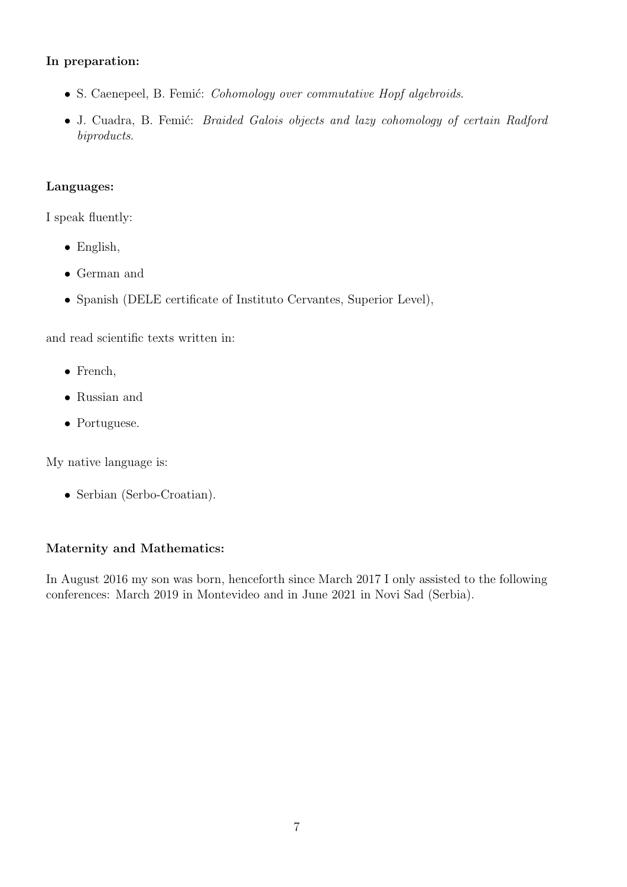**In preparation:**

- S. Caenepeel, B. Femić: *Cohomology over commutative Hopf algebroids*.
- J. Cuadra, B. Femić: *Braided Galois objects and lazy cohomology of certain Radford biproducts*.

**Languages:**

I speak fluently:

- English,
- German and
- Spanish (DELE certificate of Instituto Cervantes, Superior Level),

and read scientific texts written in:

- French,
- Russian and
- Portuguese.

My native language is:

- Serbian (Serbo-Croatian).

**Maternity and Mathematics:**

In August 2016 my son was born, henceforth since March 2017 I only assisted to the following conferences: March 2019 in Montevideo and in June 2021 in Novi Sad (Serbia).